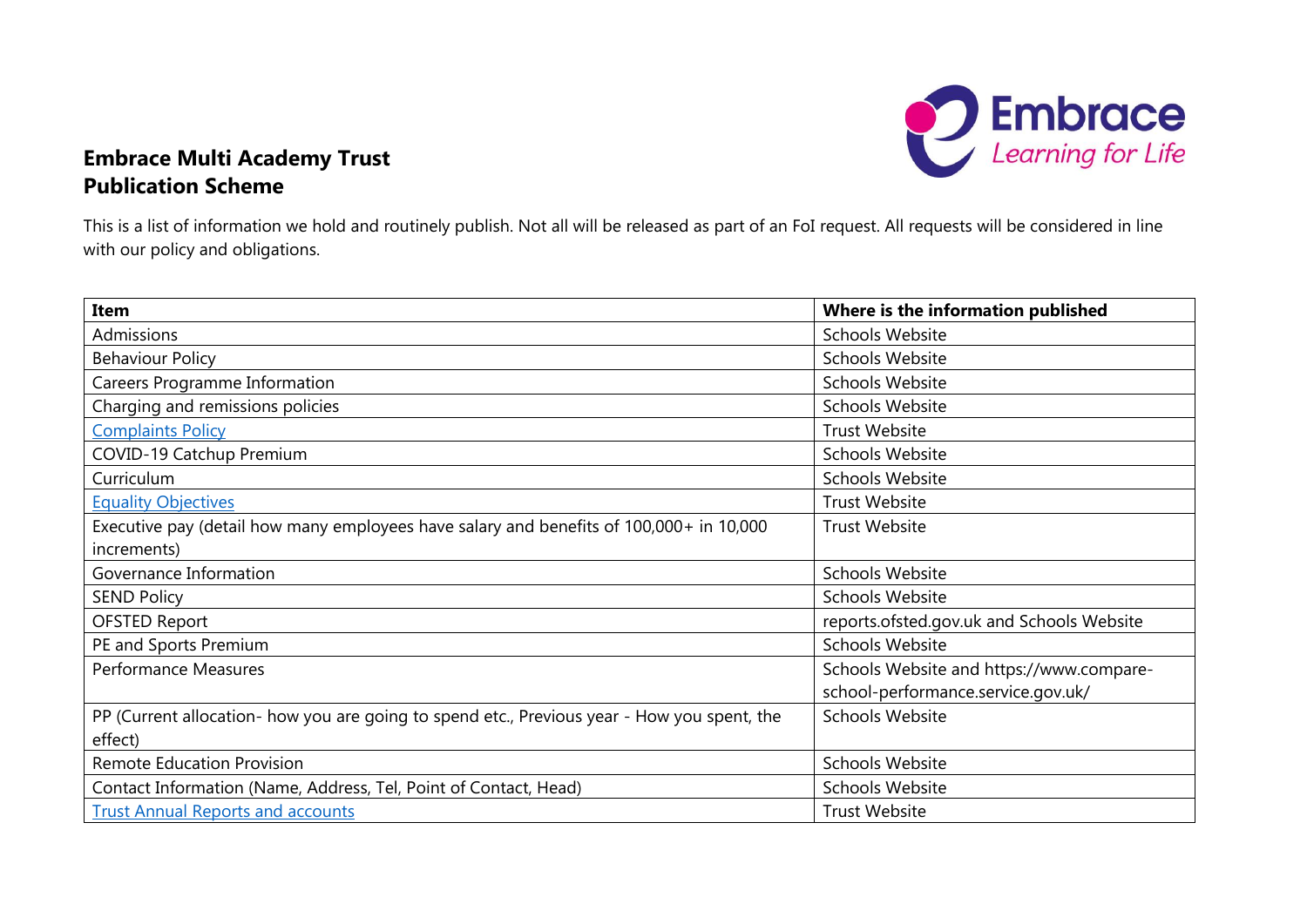# Embrace Multi Academy Trust
## Publication Scheme

This is a list of information we hold and routinely publish. Not all will be released as part of an FoI request. All requests will be considered in line with our policy and obligations.

| Item | Where is the information published |
|---|---|
| Admissions | Schools Website |
| Behaviour Policy | Schools Website |
| Careers Programme Information | Schools Website |
| Charging and remissions policies | Schools Website |
| Complaints Policy | Trust Website |
| COVID-19 Catchup Premium | Schools Website |
| Curriculum | Schools Website |
| Equality Objectives | Trust Website |
| Executive pay (detail how many employees have salary and benefits of 100,000+ in 10,000 increments) | Trust Website |
| Governance Information | Schools Website |
| SEND Policy | Schools Website |
| OFSTED Report | reports.ofsted.gov.uk and Schools Website |
| PE and Sports Premium | Schools Website |
| Performance Measures | Schools Website and https://www.compare-school-performance.service.gov.uk/ |
| PP (Current allocation- how you are going to spend etc., Previous year - How you spent, the effect) | Schools Website |
| Remote Education Provision | Schools Website |
| Contact Information (Name, Address, Tel, Point of Contact, Head) | Schools Website |
| Trust Annual Reports and accounts | Trust Website |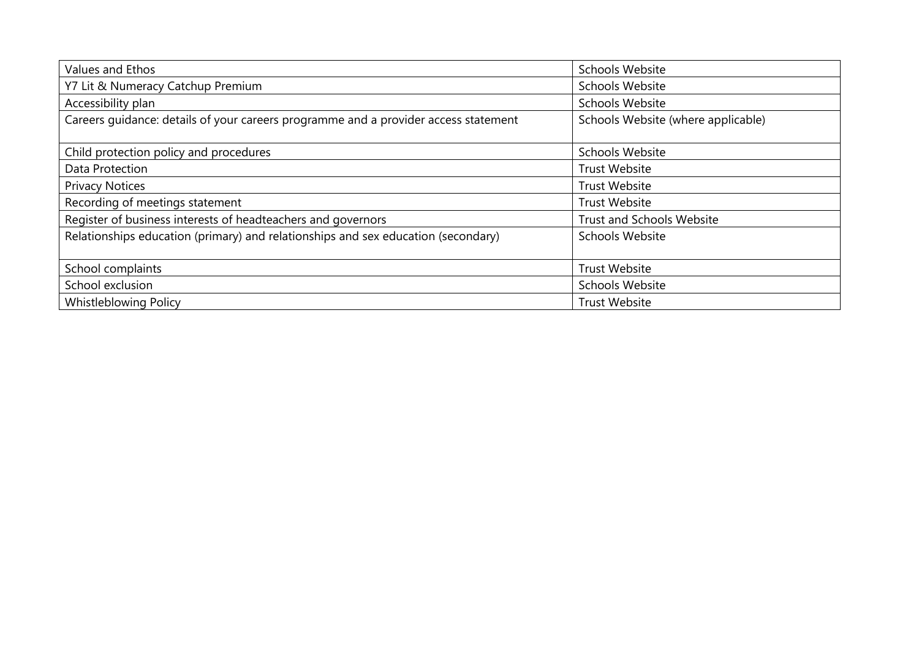| | |
|---|---|
| Values and Ethos | Schools Website |
| Y7 Lit & Numeracy Catchup Premium | Schools Website |
| Accessibility plan | Schools Website |
| Careers guidance: details of your careers programme and a provider access statement | Schools Website (where applicable) |
| Child protection policy and procedures | Schools Website |
| Data Protection | Trust Website |
| Privacy Notices | Trust Website |
| Recording of meetings statement | Trust Website |
| Register of business interests of headteachers and governors | Trust and Schools Website |
| Relationships education (primary) and relationships and sex education (secondary) | Schools Website |
| School complaints | Trust Website |
| School exclusion | Schools Website |
| Whistleblowing Policy | Trust Website |